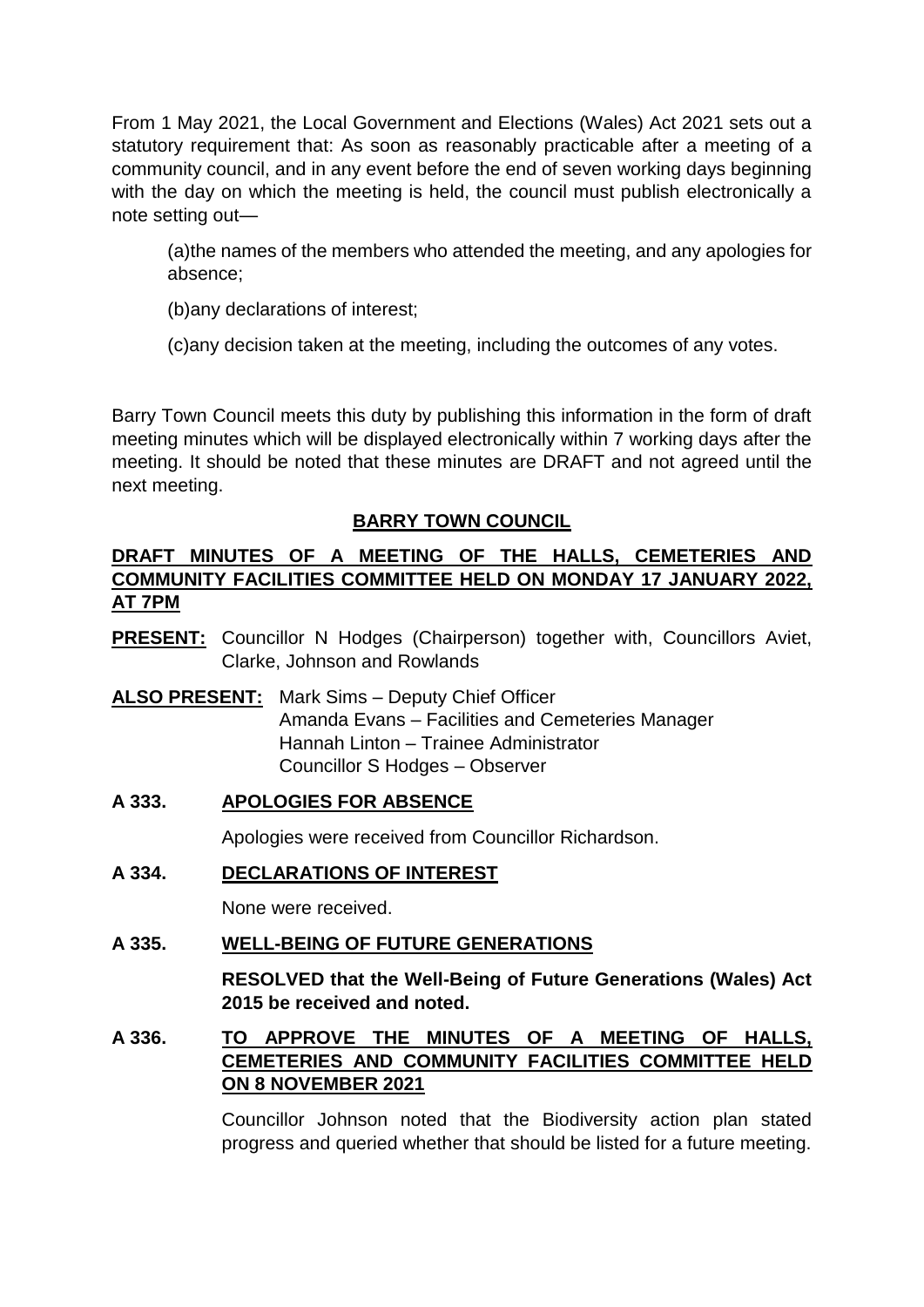From 1 May 2021, the Local Government and Elections (Wales) Act 2021 sets out a statutory requirement that: As soon as reasonably practicable after a meeting of a community council, and in any event before the end of seven working days beginning with the day on which the meeting is held, the council must publish electronically a note setting out—

(a)the names of the members who attended the meeting, and any apologies for absence;

(b)any declarations of interest;

(c)any decision taken at the meeting, including the outcomes of any votes.

Barry Town Council meets this duty by publishing this information in the form of draft meeting minutes which will be displayed electronically within 7 working days after the meeting. It should be noted that these minutes are DRAFT and not agreed until the next meeting.

## BARRY TOWN COUNCIL

## DRAFT MINUTES OF A MEETING OF THE HALLS, CEMETERIES AND COMMUNITY FACILITIES COMMITTEE HELD ON MONDAY 17 JANUARY 2022, AT 7PM

**PRESENT:** Councillor N Hodges (Chairperson) together with, Councillors Aviet, Clarke, Johnson and Rowlands

**ALSO PRESENT:** Mark Sims – Deputy Chief Officer
Amanda Evans – Facilities and Cemeteries Manager
Hannah Linton – Trainee Administrator
Councillor S Hodges – Observer

### A 333. APOLOGIES FOR ABSENCE

Apologies were received from Councillor Richardson.

### A 334. DECLARATIONS OF INTEREST

None were received.

### A 335. WELL-BEING OF FUTURE GENERATIONS

**RESOLVED that the Well-Being of Future Generations (Wales) Act 2015 be received and noted.**

### A 336. TO APPROVE THE MINUTES OF A MEETING OF HALLS, CEMETERIES AND COMMUNITY FACILITIES COMMITTEE HELD ON 8 NOVEMBER 2021

Councillor Johnson noted that the Biodiversity action plan stated progress and queried whether that should be listed for a future meeting.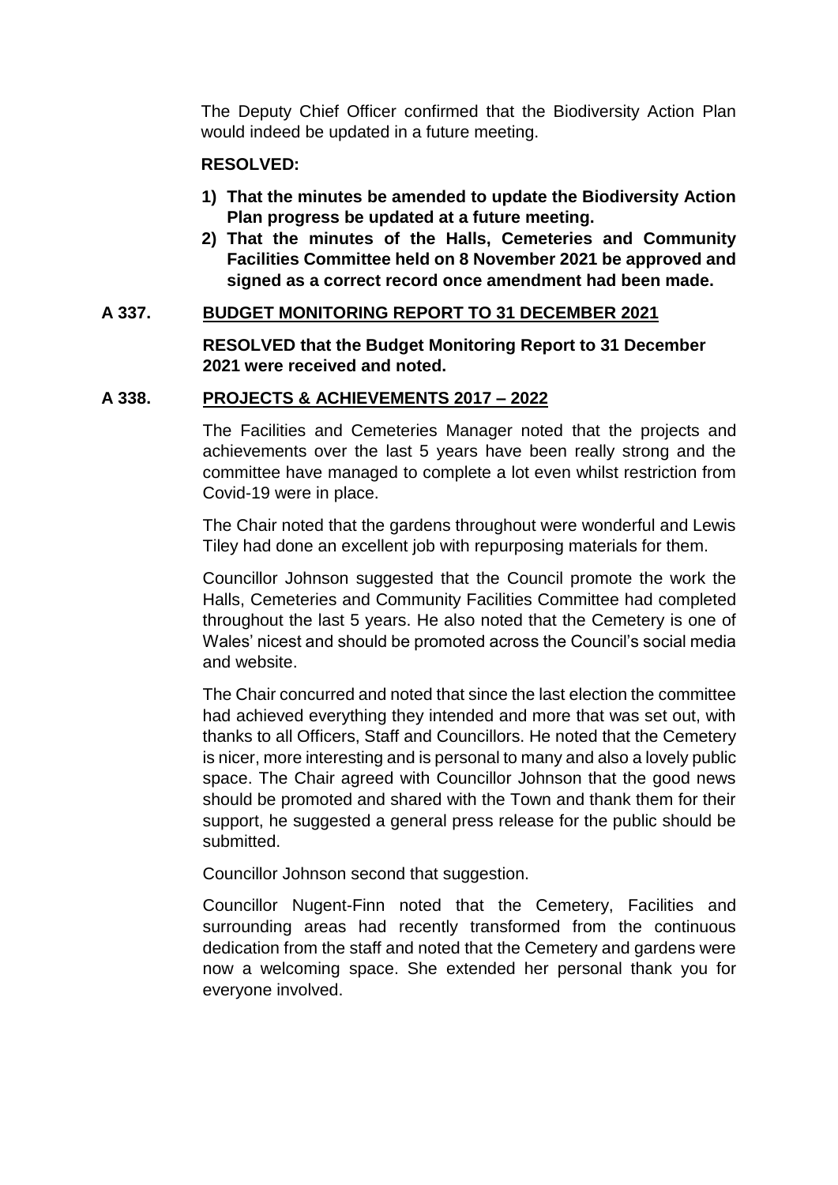The Deputy Chief Officer confirmed that the Biodiversity Action Plan would indeed be updated in a future meeting.

**RESOLVED:**

1) **That the minutes be amended to update the Biodiversity Action Plan progress be updated at a future meeting.**
2) **That the minutes of the Halls, Cemeteries and Community Facilities Committee held on 8 November 2021 be approved and signed as a correct record once amendment had been made.**

## A 337. BUDGET MONITORING REPORT TO 31 DECEMBER 2021

**RESOLVED that the Budget Monitoring Report to 31 December 2021 were received and noted.**

## A 338. PROJECTS & ACHIEVEMENTS 2017 – 2022

The Facilities and Cemeteries Manager noted that the projects and achievements over the last 5 years have been really strong and the committee have managed to complete a lot even whilst restriction from Covid-19 were in place.

The Chair noted that the gardens throughout were wonderful and Lewis Tiley had done an excellent job with repurposing materials for them.

Councillor Johnson suggested that the Council promote the work the Halls, Cemeteries and Community Facilities Committee had completed throughout the last 5 years. He also noted that the Cemetery is one of Wales' nicest and should be promoted across the Council's social media and website.

The Chair concurred and noted that since the last election the committee had achieved everything they intended and more that was set out, with thanks to all Officers, Staff and Councillors. He noted that the Cemetery is nicer, more interesting and is personal to many and also a lovely public space. The Chair agreed with Councillor Johnson that the good news should be promoted and shared with the Town and thank them for their support, he suggested a general press release for the public should be submitted.

Councillor Johnson second that suggestion.

Councillor Nugent-Finn noted that the Cemetery, Facilities and surrounding areas had recently transformed from the continuous dedication from the staff and noted that the Cemetery and gardens were now a welcoming space. She extended her personal thank you for everyone involved.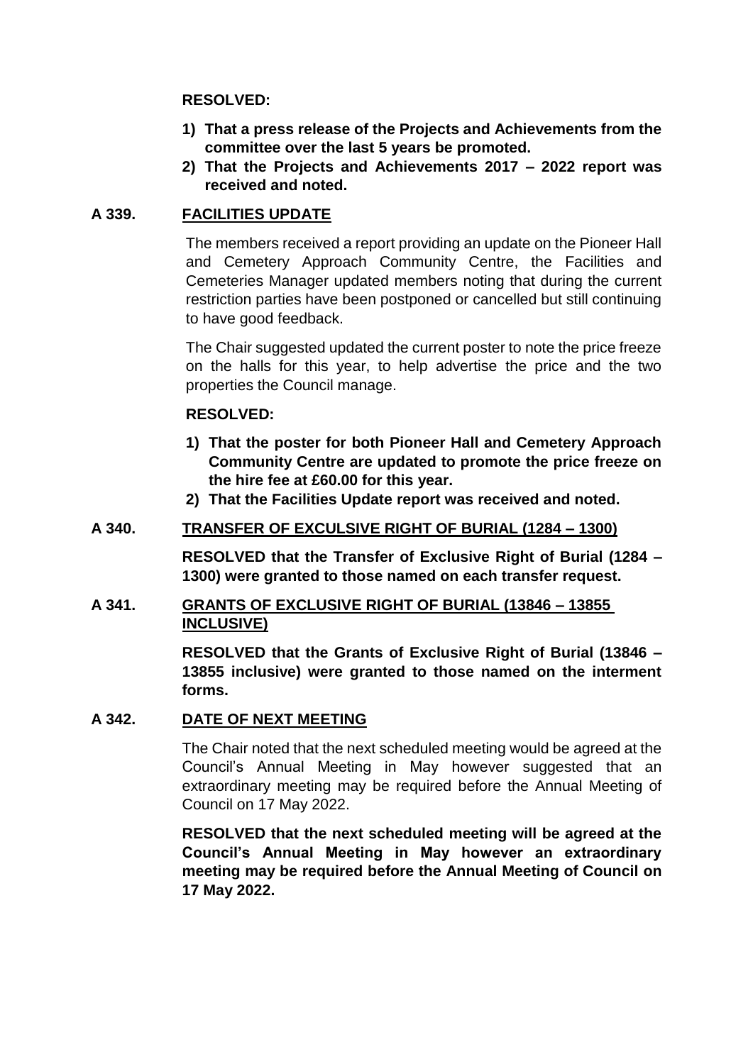**RESOLVED:**

1) **That a press release of the Projects and Achievements from the committee over the last 5 years be promoted.**
2) **That the Projects and Achievements 2017 – 2022 report was received and noted.**

## A 339. FACILITIES UPDATE

The members received a report providing an update on the Pioneer Hall and Cemetery Approach Community Centre, the Facilities and Cemeteries Manager updated members noting that during the current restriction parties have been postponed or cancelled but still continuing to have good feedback.

The Chair suggested updated the current poster to note the price freeze on the halls for this year, to help advertise the price and the two properties the Council manage.

**RESOLVED:**

1) **That the poster for both Pioneer Hall and Cemetery Approach Community Centre are updated to promote the price freeze on the hire fee at £60.00 for this year.**
2) **That the Facilities Update report was received and noted.**

## A 340. TRANSFER OF EXCULSIVE RIGHT OF BURIAL (1284 – 1300)

**RESOLVED that the Transfer of Exclusive Right of Burial (1284 – 1300) were granted to those named on each transfer request.**

## A 341. GRANTS OF EXCLUSIVE RIGHT OF BURIAL (13846 – 13855 INCLUSIVE)

**RESOLVED that the Grants of Exclusive Right of Burial (13846 – 13855 inclusive) were granted to those named on the interment forms.**

## A 342. DATE OF NEXT MEETING

The Chair noted that the next scheduled meeting would be agreed at the Council's Annual Meeting in May however suggested that an extraordinary meeting may be required before the Annual Meeting of Council on 17 May 2022.

**RESOLVED that the next scheduled meeting will be agreed at the Council's Annual Meeting in May however an extraordinary meeting may be required before the Annual Meeting of Council on 17 May 2022.**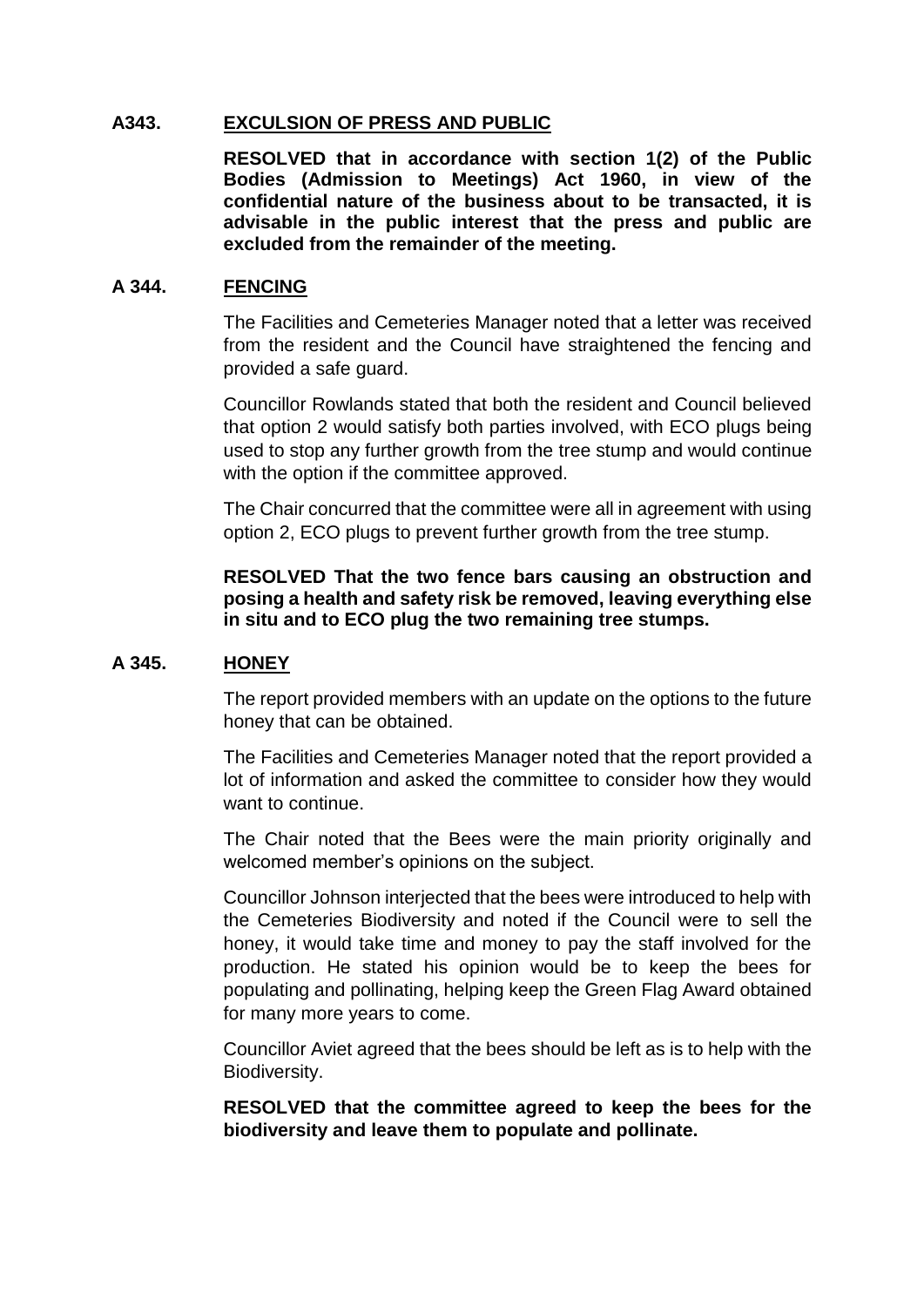**A343. EXCULSION OF PRESS AND PUBLIC**

**RESOLVED that in accordance with section 1(2) of the Public Bodies (Admission to Meetings) Act 1960, in view of the confidential nature of the business about to be transacted, it is advisable in the public interest that the press and public are excluded from the remainder of the meeting.**

**A 344. FENCING**

The Facilities and Cemeteries Manager noted that a letter was received from the resident and the Council have straightened the fencing and provided a safe guard.

Councillor Rowlands stated that both the resident and Council believed that option 2 would satisfy both parties involved, with ECO plugs being used to stop any further growth from the tree stump and would continue with the option if the committee approved.

The Chair concurred that the committee were all in agreement with using option 2, ECO plugs to prevent further growth from the tree stump.

**RESOLVED That the two fence bars causing an obstruction and posing a health and safety risk be removed, leaving everything else in situ and to ECO plug the two remaining tree stumps.**

**A 345. HONEY**

The report provided members with an update on the options to the future honey that can be obtained.

The Facilities and Cemeteries Manager noted that the report provided a lot of information and asked the committee to consider how they would want to continue.

The Chair noted that the Bees were the main priority originally and welcomed member's opinions on the subject.

Councillor Johnson interjected that the bees were introduced to help with the Cemeteries Biodiversity and noted if the Council were to sell the honey, it would take time and money to pay the staff involved for the production. He stated his opinion would be to keep the bees for populating and pollinating, helping keep the Green Flag Award obtained for many more years to come.

Councillor Aviet agreed that the bees should be left as is to help with the Biodiversity.

**RESOLVED that the committee agreed to keep the bees for the biodiversity and leave them to populate and pollinate.**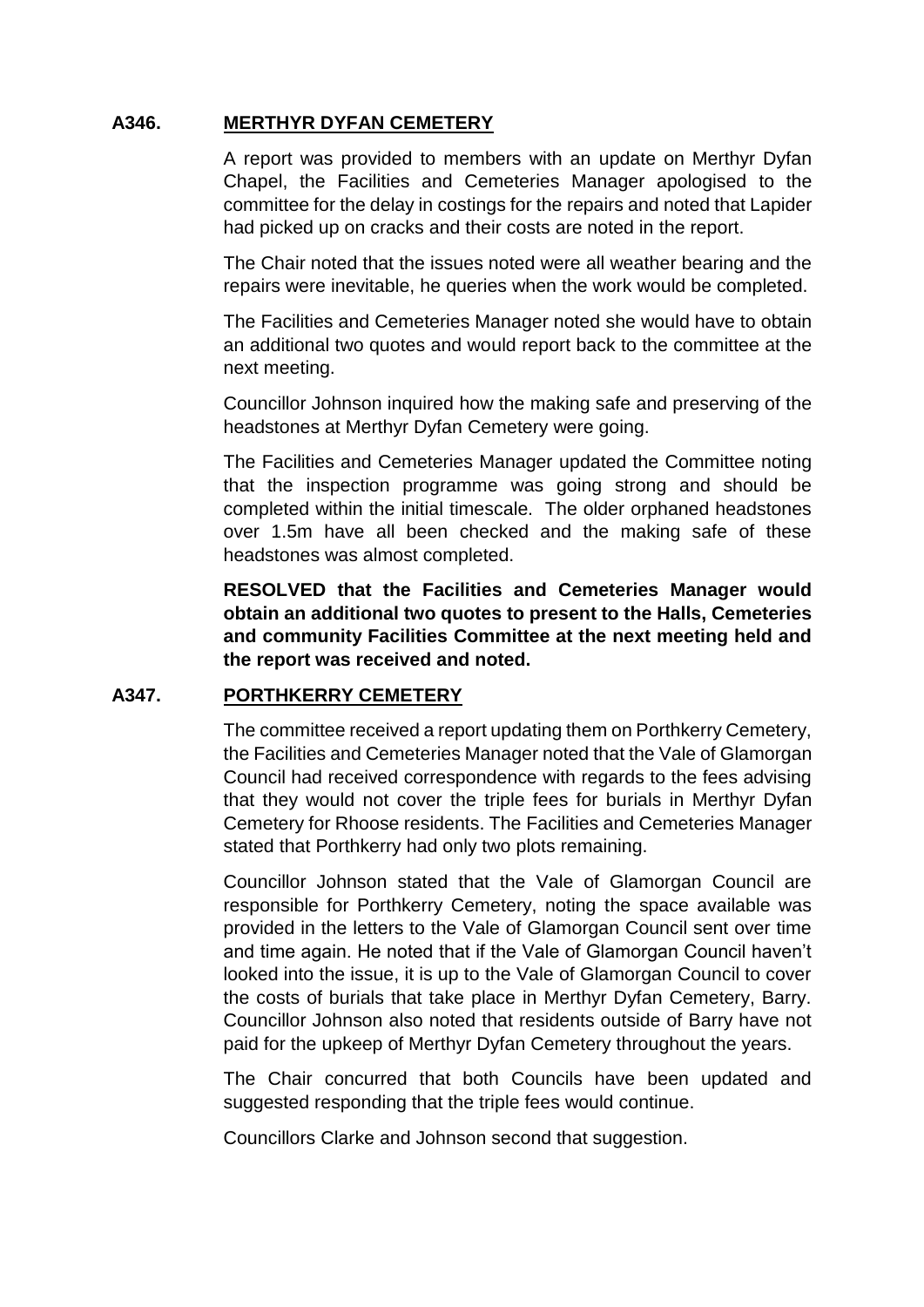## A346. MERTHYR DYFAN CEMETERY

A report was provided to members with an update on Merthyr Dyfan Chapel, the Facilities and Cemeteries Manager apologised to the committee for the delay in costings for the repairs and noted that Lapider had picked up on cracks and their costs are noted in the report.

The Chair noted that the issues noted were all weather bearing and the repairs were inevitable, he queries when the work would be completed.

The Facilities and Cemeteries Manager noted she would have to obtain an additional two quotes and would report back to the committee at the next meeting.

Councillor Johnson inquired how the making safe and preserving of the headstones at Merthyr Dyfan Cemetery were going.

The Facilities and Cemeteries Manager updated the Committee noting that the inspection programme was going strong and should be completed within the initial timescale. The older orphaned headstones over 1.5m have all been checked and the making safe of these headstones was almost completed.

**RESOLVED that the Facilities and Cemeteries Manager would obtain an additional two quotes to present to the Halls, Cemeteries and community Facilities Committee at the next meeting held and the report was received and noted.**

## A347. PORTHKERRY CEMETERY

The committee received a report updating them on Porthkerry Cemetery, the Facilities and Cemeteries Manager noted that the Vale of Glamorgan Council had received correspondence with regards to the fees advising that they would not cover the triple fees for burials in Merthyr Dyfan Cemetery for Rhoose residents. The Facilities and Cemeteries Manager stated that Porthkerry had only two plots remaining.

Councillor Johnson stated that the Vale of Glamorgan Council are responsible for Porthkerry Cemetery, noting the space available was provided in the letters to the Vale of Glamorgan Council sent over time and time again. He noted that if the Vale of Glamorgan Council haven't looked into the issue, it is up to the Vale of Glamorgan Council to cover the costs of burials that take place in Merthyr Dyfan Cemetery, Barry. Councillor Johnson also noted that residents outside of Barry have not paid for the upkeep of Merthyr Dyfan Cemetery throughout the years.

The Chair concurred that both Councils have been updated and suggested responding that the triple fees would continue.

Councillors Clarke and Johnson second that suggestion.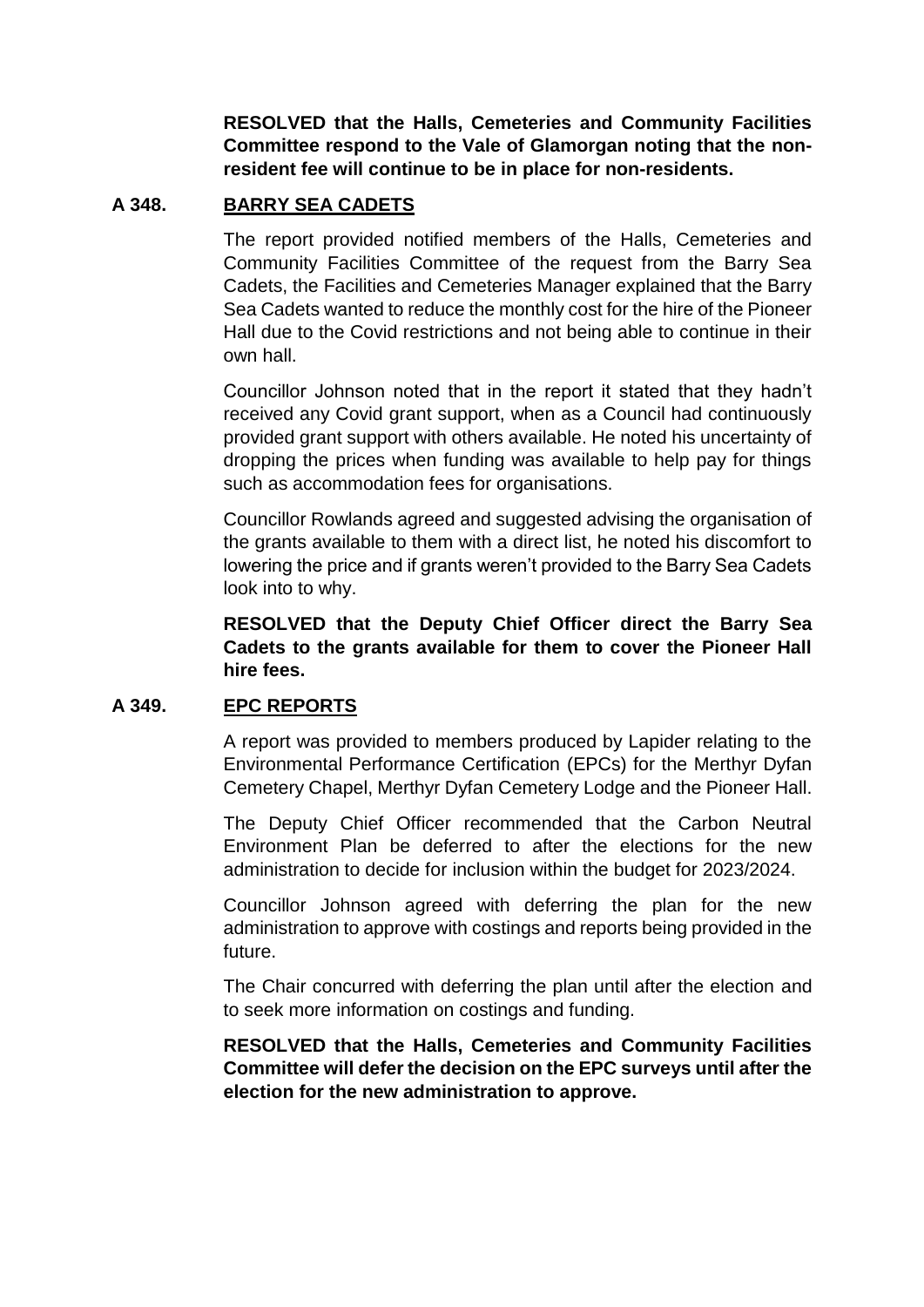**RESOLVED that the Halls, Cemeteries and Community Facilities Committee respond to the Vale of Glamorgan noting that the non-resident fee will continue to be in place for non-residents.**

## A 348. BARRY SEA CADETS

The report provided notified members of the Halls, Cemeteries and Community Facilities Committee of the request from the Barry Sea Cadets, the Facilities and Cemeteries Manager explained that the Barry Sea Cadets wanted to reduce the monthly cost for the hire of the Pioneer Hall due to the Covid restrictions and not being able to continue in their own hall.

Councillor Johnson noted that in the report it stated that they hadn't received any Covid grant support, when as a Council had continuously provided grant support with others available. He noted his uncertainty of dropping the prices when funding was available to help pay for things such as accommodation fees for organisations.

Councillor Rowlands agreed and suggested advising the organisation of the grants available to them with a direct list, he noted his discomfort to lowering the price and if grants weren't provided to the Barry Sea Cadets look into to why.

**RESOLVED that the Deputy Chief Officer direct the Barry Sea Cadets to the grants available for them to cover the Pioneer Hall hire fees.**

## A 349. EPC REPORTS

A report was provided to members produced by Lapider relating to the Environmental Performance Certification (EPCs) for the Merthyr Dyfan Cemetery Chapel, Merthyr Dyfan Cemetery Lodge and the Pioneer Hall.

The Deputy Chief Officer recommended that the Carbon Neutral Environment Plan be deferred to after the elections for the new administration to decide for inclusion within the budget for 2023/2024.

Councillor Johnson agreed with deferring the plan for the new administration to approve with costings and reports being provided in the future.

The Chair concurred with deferring the plan until after the election and to seek more information on costings and funding.

**RESOLVED that the Halls, Cemeteries and Community Facilities Committee will defer the decision on the EPC surveys until after the election for the new administration to approve.**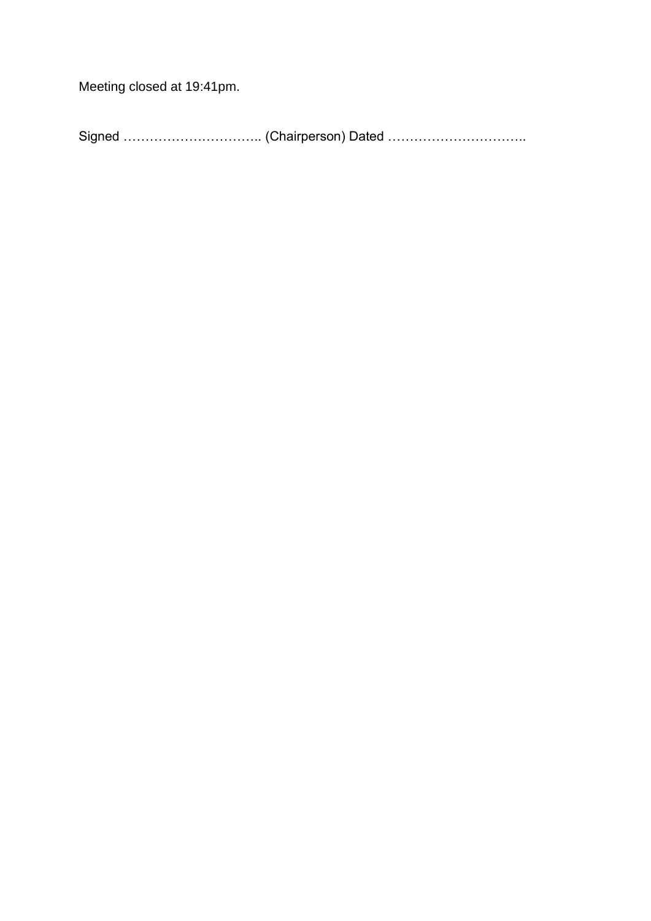Meeting closed at 19:41pm.

Signed ………………………….. (Chairperson) Dated …………………………..